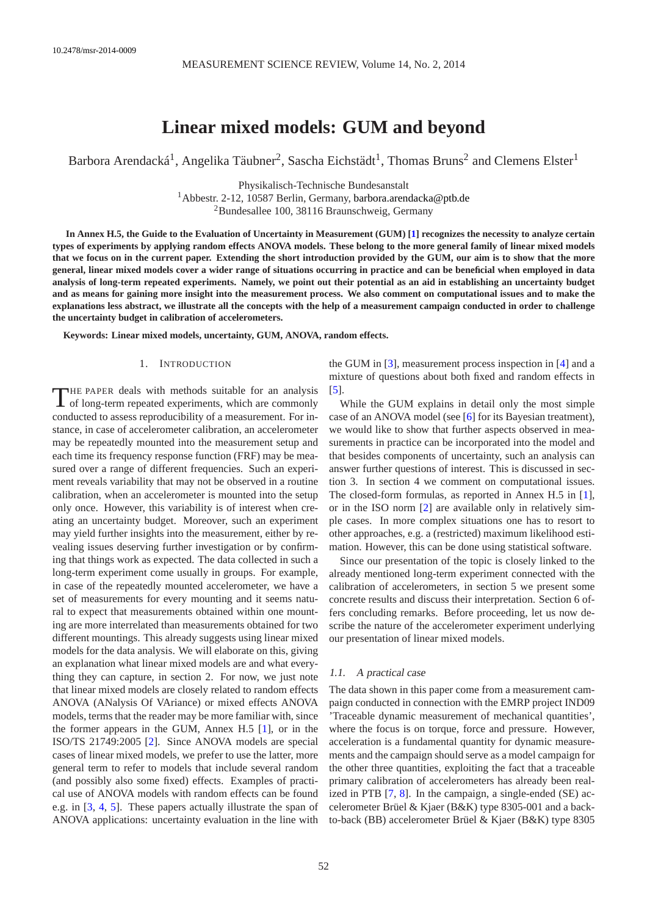10.2478/msr-2014-0009

# Linear mixed models: GUM and beyond

Barbora Arendacká[1], Angelika Täubner[2], Sascha Eichstädt[1], Thomas Bruns[2] and Clemens Elster[1]

Physikalisch-Technische Bundesanstalt
[1]Abbestr. 2-12, 10587 Berlin, Germany, barbora.arendacka@ptb.de
[2]Bundesallee 100, 38116 Braunschweig, Germany

**In Annex H.5, the Guide to the Evaluation of Uncertainty in Measurement (GUM) [1] recognizes the necessity to analyze certain types of experiments by applying random effects ANOVA models. These belong to the more general family of linear mixed models that we focus on in the current paper. Extending the short introduction provided by the GUM, our aim is to show that the more general, linear mixed models cover a wider range of situations occurring in practice and can be beneficial when employed in data analysis of long-term repeated experiments. Namely, we point out their potential as an aid in establishing an uncertainty budget and as means for gaining more insight into the measurement process. We also comment on computational issues and to make the explanations less abstract, we illustrate all the concepts with the help of a measurement campaign conducted in order to challenge the uncertainty budget in calibration of accelerometers.**

**Keywords: Linear mixed models, uncertainty, GUM, ANOVA, random effects.**

## 1. Introduction

The paper deals with methods suitable for an analysis of long-term repeated experiments, which are commonly conducted to assess reproducibility of a measurement. For instance, in case of accelerometer calibration, an accelerometer may be repeatedly mounted into the measurement setup and each time its frequency response function (FRF) may be measured over a range of different frequencies. Such an experiment reveals variability that may not be observed in a routine calibration, when an accelerometer is mounted into the setup only once. However, this variability is of interest when creating an uncertainty budget. Moreover, such an experiment may yield further insights into the measurement, either by revealing issues deserving further investigation or by confirming that things work as expected. The data collected in such a long-term experiment come usually in groups. For example, in case of the repeatedly mounted accelerometer, we have a set of measurements for every mounting and it seems natural to expect that measurements obtained within one mounting are more interrelated than measurements obtained for two different mountings. This already suggests using linear mixed models for the data analysis. We will elaborate on this, giving an explanation what linear mixed models are and what everything they can capture, in section 2. For now, we just note that linear mixed models are closely related to random effects ANOVA (ANalysis Of VAriance) or mixed effects ANOVA models, terms that the reader may be more familiar with, since the former appears in the GUM, Annex H.5 [1], or in the ISO/TS 21749:2005 [2]. Since ANOVA models are special cases of linear mixed models, we prefer to use the latter, more general term to refer to models that include several random (and possibly also some fixed) effects. Examples of practical use of ANOVA models with random effects can be found e.g. in [3, 4, 5]. These papers actually illustrate the span of ANOVA applications: uncertainty evaluation in the line with the GUM in [3], measurement process inspection in [4] and a mixture of questions about both fixed and random effects in [5].

While the GUM explains in detail only the most simple case of an ANOVA model (see [6] for its Bayesian treatment), we would like to show that further aspects observed in measurements in practice can be incorporated into the model and that besides components of uncertainty, such an analysis can answer further questions of interest. This is discussed in section 3. In section 4 we comment on computational issues. The closed-form formulas, as reported in Annex H.5 in [1], or in the ISO norm [2] are available only in relatively simple cases. In more complex situations one has to resort to other approaches, e.g. a (restricted) maximum likelihood estimation. However, this can be done using statistical software.

Since our presentation of the topic is closely linked to the already mentioned long-term experiment connected with the calibration of accelerometers, in section 5 we present some concrete results and discuss their interpretation. Section 6 offers concluding remarks. Before proceeding, let us now describe the nature of the accelerometer experiment underlying our presentation of linear mixed models.

### 1.1. A practical case

The data shown in this paper come from a measurement campaign conducted in connection with the EMRP project IND09 'Traceable dynamic measurement of mechanical quantities', where the focus is on torque, force and pressure. However, acceleration is a fundamental quantity for dynamic measurements and the campaign should serve as a model campaign for the other three quantities, exploiting the fact that a traceable primary calibration of accelerometers has already been realized in PTB [7, 8]. In the campaign, a single-ended (SE) accelerometer Brüel & Kjaer (B&K) type 8305-001 and a back-to-back (BB) accelerometer Brüel & Kjaer (B&K) type 8305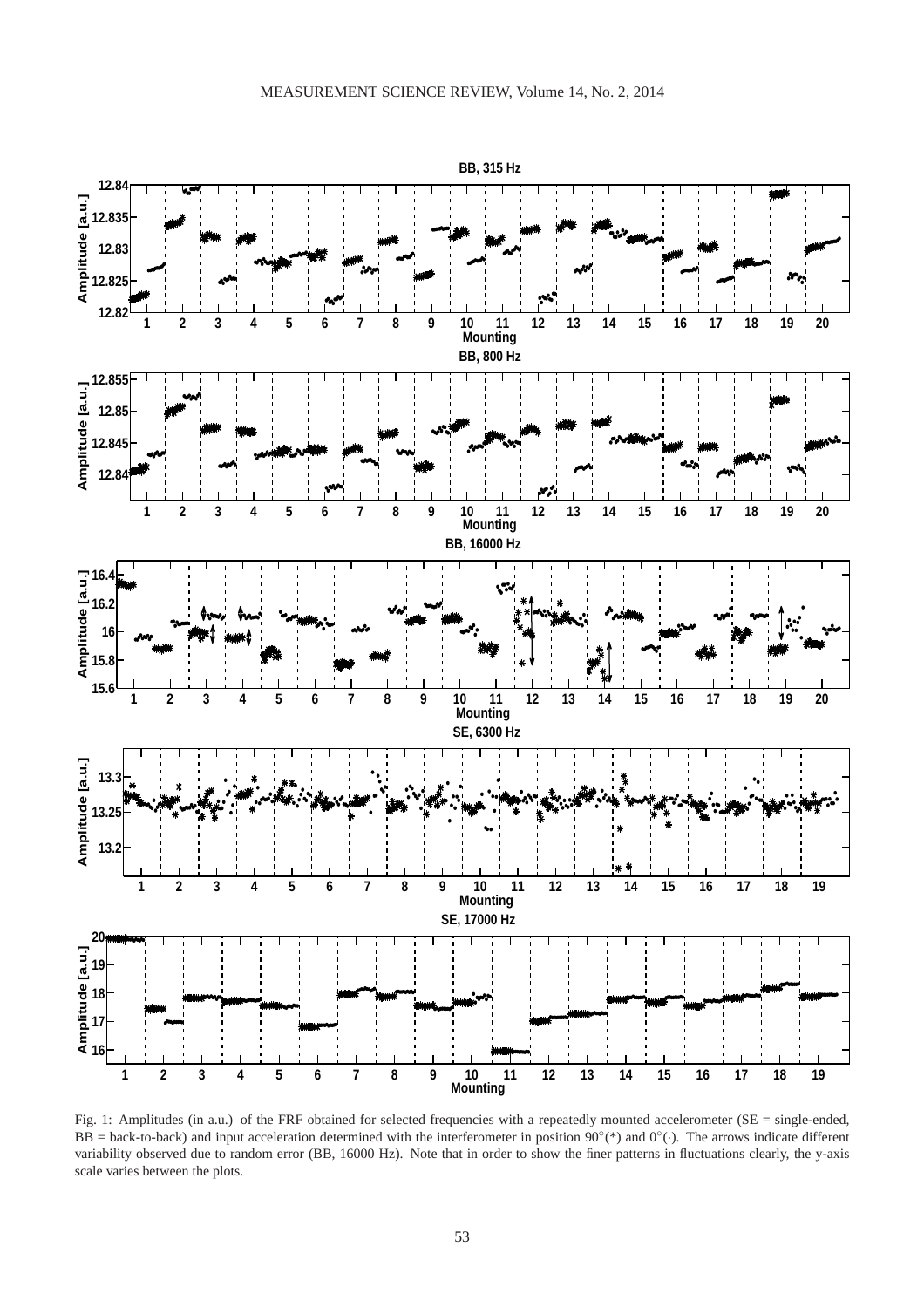Fig. 1: Amplitudes (in a.u.) of the FRF obtained for selected frequencies with a repeatedly mounted accelerometer (SE = single-ended, BB = back-to-back) and input acceleration determined with the interferometer in position 90°(*) and 0°(·). The arrows indicate different variability observed due to random error (BB, 16000 Hz). Note that in order to show the finer patterns in fluctuations clearly, the y-axis scale varies between the plots.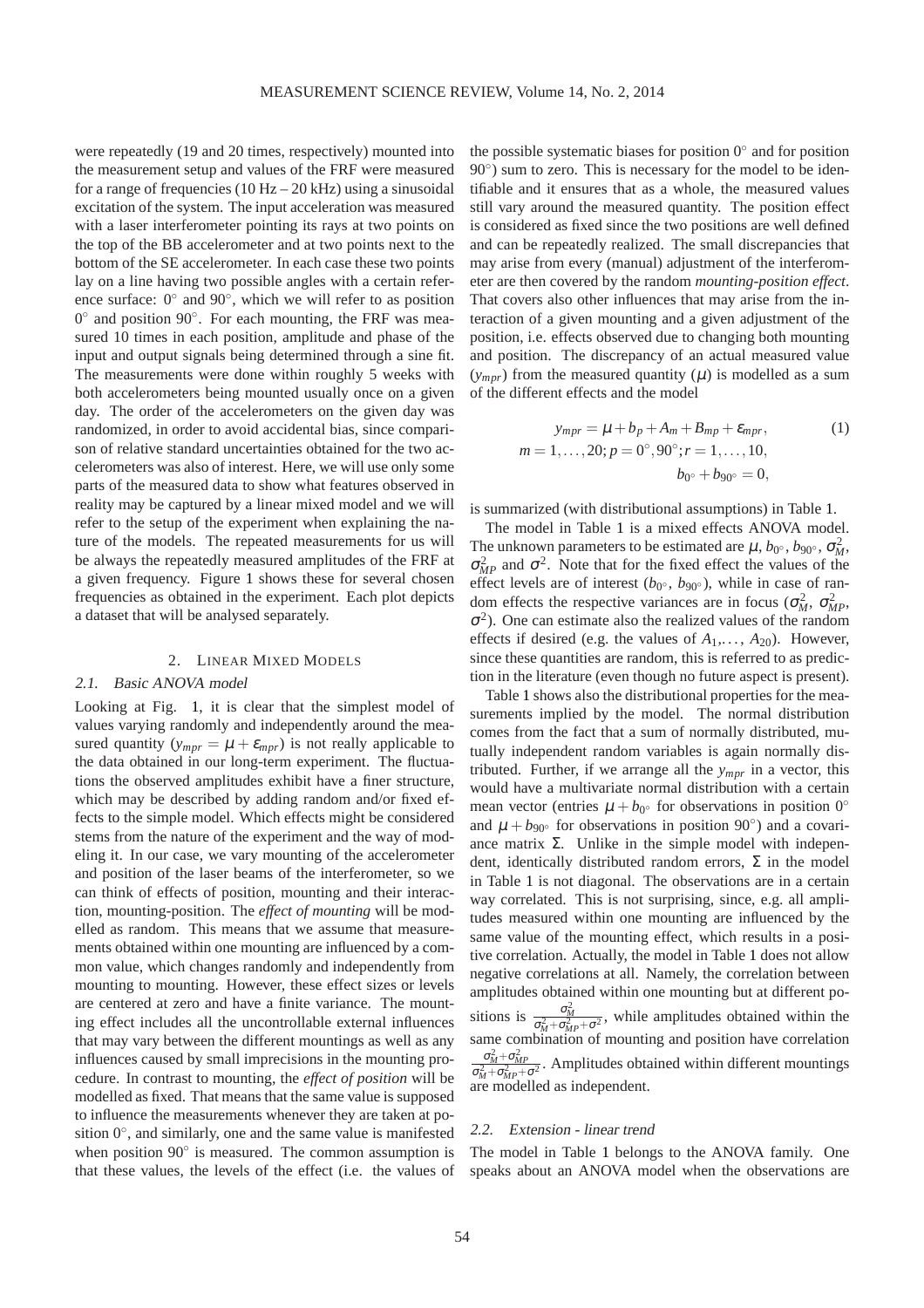were repeatedly (19 and 20 times, respectively) mounted into the measurement setup and values of the FRF were measured for a range of frequencies (10 Hz – 20 kHz) using a sinusoidal excitation of the system. The input acceleration was measured with a laser interferometer pointing its rays at two points on the top of the BB accelerometer and at two points next to the bottom of the SE accelerometer. In each case these two points lay on a line having two possible angles with a certain reference surface: $0^\circ$ and $90^\circ$, which we will refer to as position $0^\circ$ and position $90^\circ$. For each mounting, the FRF was measured 10 times in each position, amplitude and phase of the input and output signals being determined through a sine fit. The measurements were done within roughly 5 weeks with both accelerometers being mounted usually once on a given day. The order of the accelerometers on the given day was randomized, in order to avoid accidental bias, since comparison of relative standard uncertainties obtained for the two accelerometers was also of interest. Here, we will use only some parts of the measured data to show what features observed in reality may be captured by a linear mixed model and we will refer to the setup of the experiment when explaining the nature of the models. The repeated measurements for us will be always the repeatedly measured amplitudes of the FRF at a given frequency. Figure 1 shows these for several chosen frequencies as obtained in the experiment. Each plot depicts a dataset that will be analysed separately.

## 2. LINEAR MIXED MODELS

### 2.1. Basic ANOVA model

Looking at Fig. 1, it is clear that the simplest model of values varying randomly and independently around the measured quantity ($y_{mpr} = \mu + \varepsilon_{mpr}$) is not really applicable to the data obtained in our long-term experiment. The fluctuations the observed amplitudes exhibit have a finer structure, which may be described by adding random and/or fixed effects to the simple model. Which effects might be considered stems from the nature of the experiment and the way of modeling it. In our case, we vary mounting of the accelerometer and position of the laser beams of the interferometer, so we can think of effects of position, mounting and their interaction, mounting-position. The *effect of mounting* will be modelled as random. This means that we assume that measurements obtained within one mounting are influenced by a common value, which changes randomly and independently from mounting to mounting. However, these effect sizes or levels are centered at zero and have a finite variance. The mounting effect includes all the uncontrollable external influences that may vary between the different mountings as well as any influences caused by small imprecisions in the mounting procedure. In contrast to mounting, the *effect of position* will be modelled as fixed. That means that the same value is supposed to influence the measurements whenever they are taken at position $0^\circ$, and similarly, one and the same value is manifested when position $90^\circ$ is measured. The common assumption is that these values, the levels of the effect (i.e. the values of the possible systematic biases for position $0^\circ$ and for position $90^\circ$) sum to zero. This is necessary for the model to be identifiable and it ensures that as a whole, the measured values still vary around the measured quantity. The position effect is considered as fixed since the two positions are well defined and can be repeatedly realized. The small discrepancies that may arise from every (manual) adjustment of the interferometer are then covered by the random *mounting-position effect*. That covers also other influences that may arise from the interaction of a given mounting and a given adjustment of the position, i.e. effects observed due to changing both mounting and position. The discrepancy of an actual measured value ($y_{mpr}$) from the measured quantity ($\mu$) is modelled as a sum of the different effects and the model

$$y_{mpr} = \mu + b_p + A_m + B_{mp} + \varepsilon_{mpr}, \qquad (1)$$
$$m = 1,\ldots,20; p = 0^\circ, 90^\circ; r = 1,\ldots,10,$$
$$b_{0^\circ} + b_{90^\circ} = 0,$$

is summarized (with distributional assumptions) in Table 1.

The model in Table 1 is a mixed effects ANOVA model. The unknown parameters to be estimated are $\mu$, $b_{0^\circ}$, $b_{90^\circ}$, $\sigma_M^2$, $\sigma_{MP}^2$ and $\sigma^2$. Note that for the fixed effect the values of the effect levels are of interest ($b_{0^\circ}$, $b_{90^\circ}$), while in case of random effects the respective variances are in focus ($\sigma_M^2$, $\sigma_{MP}^2$, $\sigma^2$). One can estimate also the realized values of the random effects if desired (e.g. the values of $A_1,\ldots, A_{20}$). However, since these quantities are random, this is referred to as prediction in the literature (even though no future aspect is present).

Table 1 shows also the distributional properties for the measurements implied by the model. The normal distribution comes from the fact that a sum of normally distributed, mutually independent random variables is again normally distributed. Further, if we arrange all the $y_{mpr}$ in a vector, this would have a multivariate normal distribution with a certain mean vector (entries $\mu + b_{0^\circ}$ for observations in position $0^\circ$ and $\mu + b_{90^\circ}$ for observations in position $90^\circ$) and a covariance matrix $\Sigma$. Unlike in the simple model with independent, identically distributed random errors, $\Sigma$ in the model in Table 1 is not diagonal. The observations are in a certain way correlated. This is not surprising, since, e.g. all amplitudes measured within one mounting are influenced by the same value of the mounting effect, which results in a positive correlation. Actually, the model in Table 1 does not allow negative correlations at all. Namely, the correlation between amplitudes obtained within one mounting but at different positions is $\frac{\sigma_M^2}{\sigma_M^2+\sigma_{MP}^2+\sigma^2}$, while amplitudes obtained within the same combination of mounting and position have correlation $\frac{\sigma_M^2+\sigma_{MP}^2}{\sigma_M^2+\sigma_{MP}^2+\sigma^2}$. Amplitudes obtained within different mountings are modelled as independent.

### 2.2. Extension - linear trend

The model in Table 1 belongs to the ANOVA family. One speaks about an ANOVA model when the observations are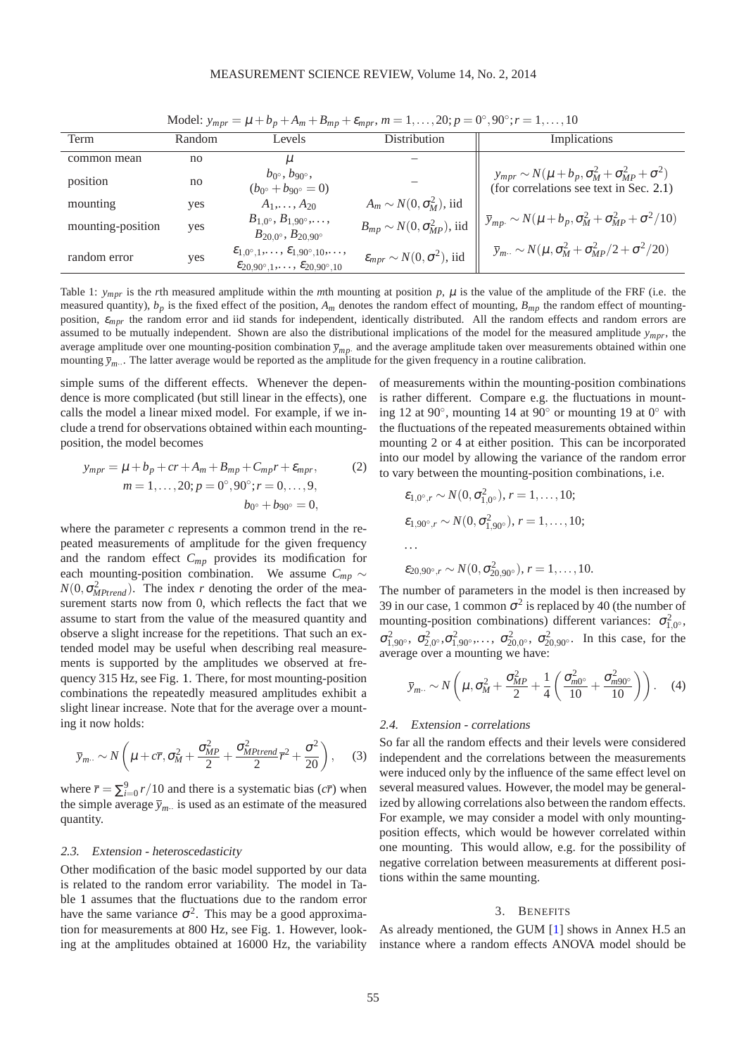Model: $y_{mpr} = \mu + b_p + A_m + B_{mp} + \varepsilon_{mpr}$, $m = 1,\ldots,20$; $p = 0^\circ, 90^\circ$; $r = 1,\ldots,10$

| Term | Random | Levels | Distribution | Implications |
| --- | --- | --- | --- | --- |
| common mean | no | $\mu$ | – | |
| position | no | $b_{0^\circ}, b_{90^\circ}$, ($b_{0^\circ} + b_{90^\circ} = 0$) | – | $y_{mpr} \sim N(\mu + b_p, \sigma_M^2 + \sigma_{MP}^2 + \sigma^2)$ (for correlations see text in Sec. 2.1) |
| mounting | yes | $A_1,\ldots,A_{20}$ | $A_m \sim N(0,\sigma_M^2)$, iid | |
| mounting-position | yes | $B_{1,0^\circ}, B_{1,90^\circ},\ldots$, $B_{20,0^\circ}, B_{20,90^\circ}$ | $B_{mp} \sim N(0,\sigma_{MP}^2)$, iid | $\bar{y}_{mp\cdot} \sim N(\mu + b_p, \sigma_M^2 + \sigma_{MP}^2 + \sigma^2/10)$ |
| random error | yes | $\varepsilon_{1,0^\circ,1},\ldots,\varepsilon_{1,90^\circ,10},\ldots$, $\varepsilon_{20,90^\circ,1},\ldots,\varepsilon_{20,90^\circ,10}$ | $\varepsilon_{mpr} \sim N(0,\sigma^2)$, iid | $\bar{y}_{m\cdot\cdot} \sim N(\mu, \sigma_M^2 + \sigma_{MP}^2/2 + \sigma^2/20)$ |

Table 1: $y_{mpr}$ is the $r$th measured amplitude within the $m$th mounting at position $p$, $\mu$ is the value of the amplitude of the FRF (i.e. the measured quantity), $b_p$ is the fixed effect of the position, $A_m$ denotes the random effect of mounting, $B_{mp}$ the random effect of mounting-position, $\varepsilon_{mpr}$ the random error and iid stands for independent, identically distributed. All the random effects and random errors are assumed to be mutually independent. Shown are also the distributional implications of the model for the measured amplitude $y_{mpr}$, the average amplitude over one mounting-position combination $\bar{y}_{mp\cdot}$ and the average amplitude taken over measurements obtained within one mounting $\bar{y}_{m\cdot\cdot}$. The latter average would be reported as the amplitude for the given frequency in a routine calibration.

simple sums of the different effects. Whenever the dependence is more complicated (but still linear in the effects), one calls the model a linear mixed model. For example, if we include a trend for observations obtained within each mounting-position, the model becomes

$$y_{mpr} = \mu + b_p + cr + A_m + B_{mp} + C_{mp}r + \varepsilon_{mpr}, \quad (2)$$
$$m = 1,\ldots,20; p = 0^\circ, 90^\circ; r = 0,\ldots,9,$$
$$b_{0^\circ} + b_{90^\circ} = 0,$$

where the parameter $c$ represents a common trend in the repeated measurements of amplitude for the given frequency and the random effect $C_{mp}$ provides its modification for each mounting-position combination. We assume $C_{mp} \sim N(0,\sigma^2_{MPtrend})$. The index $r$ denoting the order of the measurement starts now from 0, which reflects the fact that we assume to start from the value of the measured quantity and observe a slight increase for the repetitions. That such an extended model may be useful when describing real measurements is supported by the amplitudes we observed at frequency 315 Hz, see Fig. 1. There, for most mounting-position combinations the repeatedly measured amplitudes exhibit a slight linear increase. Note that for the average over a mounting it now holds:

$$\bar{y}_{m\cdot\cdot} \sim N\left(\mu + c\bar{r}, \sigma_M^2 + \frac{\sigma_{MP}^2}{2} + \frac{\sigma^2_{MPtrend}}{2}\bar{r}^2 + \frac{\sigma^2}{20}\right), \quad (3)$$

where $\bar{r} = \sum_{i=0}^{9} r/10$ and there is a systematic bias ($c\bar{r}$) when the simple average $\bar{y}_{m\cdot\cdot}$ is used as an estimate of the measured quantity.

### 2.3. Extension - heteroscedasticity

Other modification of the basic model supported by our data is related to the random error variability. The model in Table 1 assumes that the fluctuations due to the random error have the same variance $\sigma^2$. This may be a good approximation for measurements at 800 Hz, see Fig. 1. However, looking at the amplitudes obtained at 16000 Hz, the variability of measurements within the mounting-position combinations is rather different. Compare e.g. the fluctuations in mounting 12 at 90°, mounting 14 at 90° or mounting 19 at 0° with the fluctuations of the repeated measurements obtained within mounting 2 or 4 at either position. This can be incorporated into our model by allowing the variance of the random error to vary between the mounting-position combinations, i.e.

$$\varepsilon_{1,0^\circ,r} \sim N(0,\sigma^2_{1,0^\circ}),\ r = 1,\ldots,10;$$
$$\varepsilon_{1,90^\circ,r} \sim N(0,\sigma^2_{1,90^\circ}),\ r = 1,\ldots,10;$$
$$\ldots$$
$$\varepsilon_{20,90^\circ,r} \sim N(0,\sigma^2_{20,90^\circ}),\ r = 1,\ldots,10.$$

The number of parameters in the model is then increased by 39 in our case, 1 common $\sigma^2$ is replaced by 40 (the number of mounting-position combinations) different variances: $\sigma^2_{1,0^\circ}$, $\sigma^2_{1,90^\circ}$, $\sigma^2_{2,0^\circ}, \sigma^2_{1,90^\circ},\ldots$, $\sigma^2_{20,0^\circ}$, $\sigma^2_{20,90^\circ}$. In this case, for the average over a mounting we have:

$$\bar{y}_{m\cdot\cdot} \sim N\left(\mu, \sigma_M^2 + \frac{\sigma_{MP}^2}{2} + \frac{1}{4}\left(\frac{\sigma^2_{m0^\circ}}{10} + \frac{\sigma^2_{m90^\circ}}{10}\right)\right). \quad (4)$$

### 2.4. Extension - correlations

So far all the random effects and their levels were considered independent and the correlations between the measurements were induced only by the influence of the same effect level on several measured values. However, the model may be generalized by allowing correlations also between the random effects. For example, we may consider a model with only mounting-position effects, which would be however correlated within one mounting. This would allow, e.g. for the possibility of negative correlation between measurements at different positions within the same mounting.

## 3. Benefits

As already mentioned, the GUM [1] shows in Annex H.5 an instance where a random effects ANOVA model should be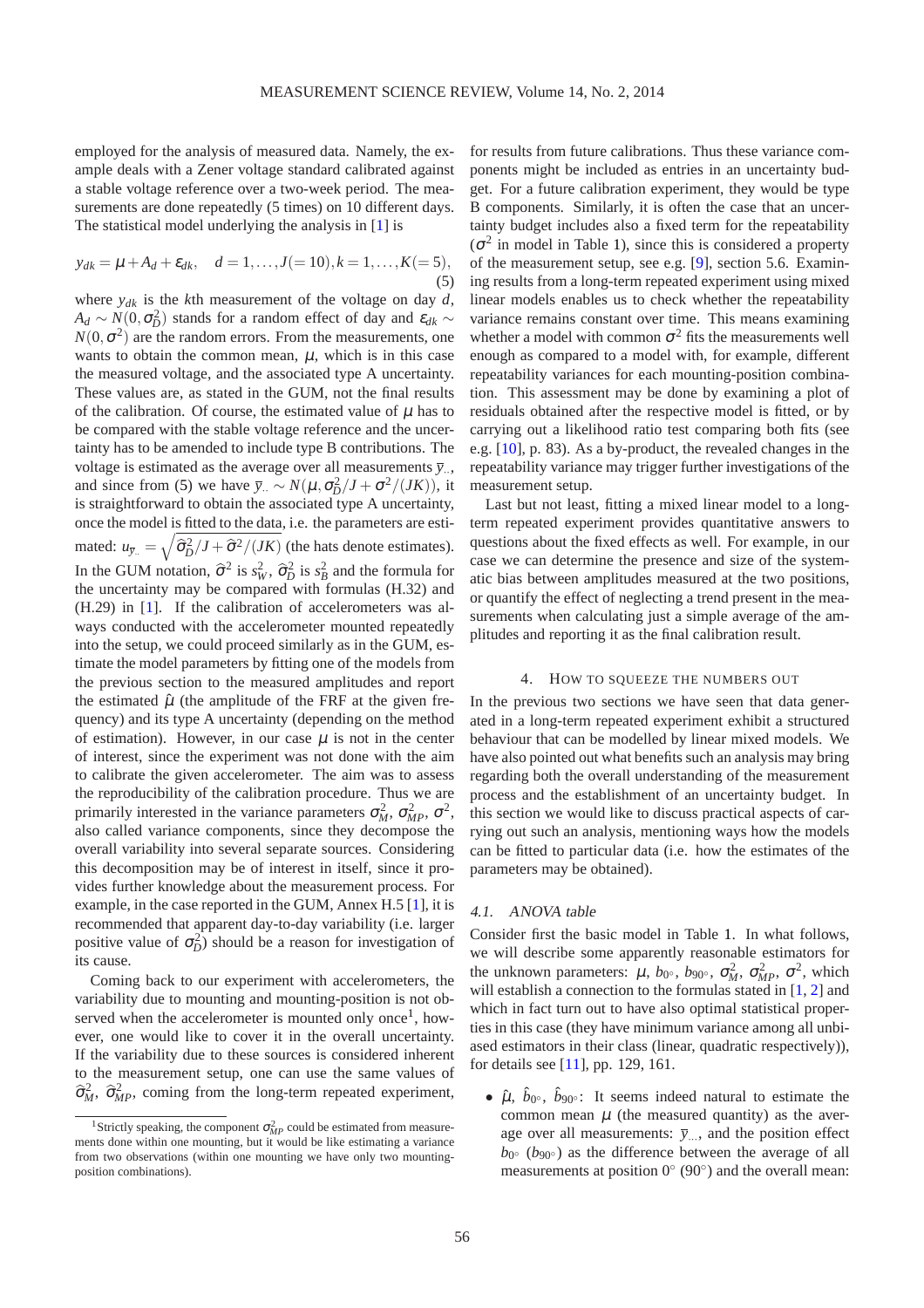employed for the analysis of measured data. Namely, the example deals with a Zener voltage standard calibrated against a stable voltage reference over a two-week period. The measurements are done repeatedly (5 times) on 10 different days. The statistical model underlying the analysis in [1] is

$$y_{dk} = \mu + A_d + \varepsilon_{dk}, \quad d = 1, \ldots, J(=10), k = 1, \ldots, K(=5), \tag{5}$$

where $y_{dk}$ is the $k$th measurement of the voltage on day $d$, $A_d \sim N(0, \sigma_D^2)$ stands for a random effect of day and $\varepsilon_{dk} \sim N(0, \sigma^2)$ are the random errors. From the measurements, one wants to obtain the common mean, $\mu$, which is in this case the measured voltage, and the associated type A uncertainty. These values are, as stated in the GUM, not the final results of the calibration. Of course, the estimated value of $\mu$ has to be compared with the stable voltage reference and the uncertainty has to be amended to include type B contributions. The voltage is estimated as the average over all measurements $\overline{y}_{\cdot\cdot}$, and since from (5) we have $\overline{y}_{\cdot\cdot} \sim N(\mu, \sigma_D^2/J + \sigma^2/(JK))$, it is straightforward to obtain the associated type A uncertainty, once the model is fitted to the data, i.e. the parameters are estimated: $u_{\overline{y}_{\cdot\cdot}} = \sqrt{\widehat{\sigma}_D^2/J + \widehat{\sigma}^2/(JK)}$ (the hats denote estimates). In the GUM notation, $\widehat{\sigma}^2$ is $s_W^2$, $\widehat{\sigma}_D^2$ is $s_B^2$ and the formula for the uncertainty may be compared with formulas (H.32) and (H.29) in [1]. If the calibration of accelerometers was always conducted with the accelerometer mounted repeatedly into the setup, we could proceed similarly as in the GUM, estimate the model parameters by fitting one of the models from the previous section to the measured amplitudes and report the estimated $\hat{\mu}$ (the amplitude of the FRF at the given frequency) and its type A uncertainty (depending on the method of estimation). However, in our case $\mu$ is not in the center of interest, since the experiment was not done with the aim to calibrate the given accelerometer. The aim was to assess the reproducibility of the calibration procedure. Thus we are primarily interested in the variance parameters $\sigma_M^2$, $\sigma_{MP}^2$, $\sigma^2$, also called variance components, since they decompose the overall variability into several separate sources. Considering this decomposition may be of interest in itself, since it provides further knowledge about the measurement process. For example, in the case reported in the GUM, Annex H.5 [1], it is recommended that apparent day-to-day variability (i.e. larger positive value of $\sigma_D^2$) should be a reason for investigation of its cause.

Coming back to our experiment with accelerometers, the variability due to mounting and mounting-position is not observed when the accelerometer is mounted only once[1], however, one would like to cover it in the overall uncertainty. If the variability due to these sources is considered inherent to the measurement setup, one can use the same values of $\widehat{\sigma}_M^2$, $\widehat{\sigma}_{MP}^2$, coming from the long-term repeated experiment, for results from future calibrations. Thus these variance components might be included as entries in an uncertainty budget. For a future calibration experiment, they would be type B components. Similarly, it is often the case that an uncertainty budget includes also a fixed term for the repeatability ($\sigma^2$ in model in Table 1), since this is considered a property of the measurement setup, see e.g. [9], section 5.6. Examining results from a long-term repeated experiment using mixed linear models enables us to check whether the repeatability variance remains constant over time. This means examining whether a model with common $\sigma^2$ fits the measurements well enough as compared to a model with, for example, different repeatability variances for each mounting-position combination. This assessment may be done by examining a plot of residuals obtained after the respective model is fitted, or by carrying out a likelihood ratio test comparing both fits (see e.g. [10], p. 83). As a by-product, the revealed changes in the repeatability variance may trigger further investigations of the measurement setup.

Last but not least, fitting a mixed linear model to a long-term repeated experiment provides quantitative answers to questions about the fixed effects as well. For example, in our case we can determine the presence and size of the systematic bias between amplitudes measured at the two positions, or quantify the effect of neglecting a trend present in the measurements when calculating just a simple average of the amplitudes and reporting it as the final calibration result.

## 4. How to squeeze the numbers out

In the previous two sections we have seen that data generated in a long-term repeated experiment exhibit a structured behaviour that can be modelled by linear mixed models. We have also pointed out what benefits such an analysis may bring regarding both the overall understanding of the measurement process and the establishment of an uncertainty budget. In this section we would like to discuss practical aspects of carrying out such an analysis, mentioning ways how the models can be fitted to particular data (i.e. how the estimates of the parameters may be obtained).

### 4.1. ANOVA table

Consider first the basic model in Table 1. In what follows, we will describe some apparently reasonable estimators for the unknown parameters: $\mu$, $b_{0^\circ}$, $b_{90^\circ}$, $\sigma_M^2$, $\sigma_{MP}^2$, $\sigma^2$, which will establish a connection to the formulas stated in [1, 2] and which in fact turn out to have also optimal statistical properties in this case (they have minimum variance among all unbiased estimators in their class (linear, quadratic respectively)), for details see [11], pp. 129, 161.

- $\hat{\mu}$, $\hat{b}_{0^\circ}$, $\hat{b}_{90^\circ}$: It seems indeed natural to estimate the common mean $\mu$ (the measured quantity) as the average over all measurements: $\overline{y}_{\cdots}$, and the position effect $b_{0^\circ}$ ($b_{90^\circ}$) as the difference between the average of all measurements at position 0° (90°) and the overall mean:

[1] Strictly speaking, the component $\sigma_{MP}^2$ could be estimated from measurements done within one mounting, but it would be like estimating a variance from two observations (within one mounting we have only two mounting-position combinations).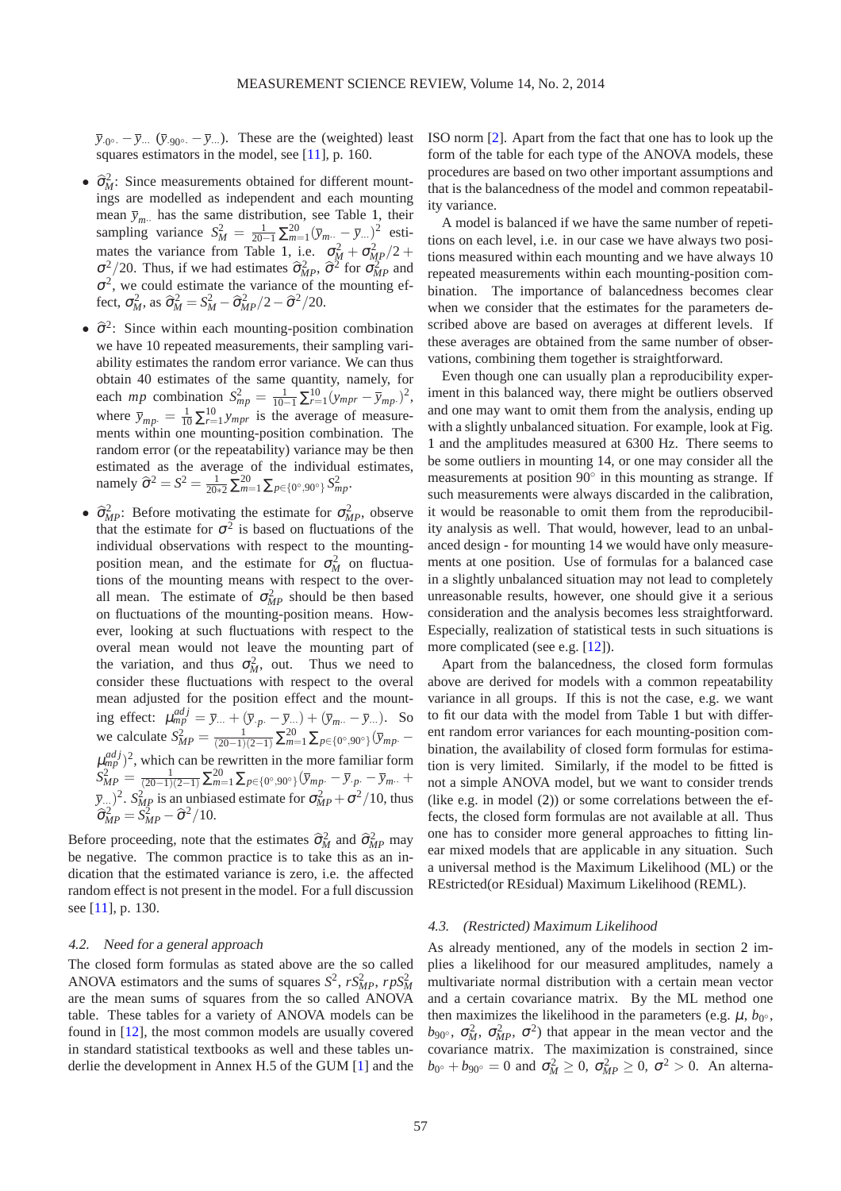$\bar{y}_{\cdot 0^\circ \cdot} - \bar{y}_{\cdots}$ ($\bar{y}_{\cdot 90^\circ \cdot} - \bar{y}_{\cdots}$). These are the (weighted) least squares estimators in the model, see [11], p. 160.

- $\widehat{\sigma}^2_M$: Since measurements obtained for different mountings are modelled as independent and each mounting mean $\bar{y}_{m\cdot\cdot}$ has the same distribution, see Table 1, their sampling variance $S^2_M = \frac{1}{20-1}\sum_{m=1}^{20}(\bar{y}_{m\cdot\cdot} - \bar{y}_{\cdots})^2$ estimates the variance from Table 1, i.e. $\sigma^2_M + \sigma^2_{MP}/2 + \sigma^2/20$. Thus, if we had estimates $\widehat{\sigma}^2_{MP}$, $\widehat{\sigma}^2$ for $\sigma^2_{MP}$ and $\sigma^2$, we could estimate the variance of the mounting effect, $\sigma^2_M$, as $\widehat{\sigma}^2_M = S^2_M - \widehat{\sigma}^2_{MP}/2 - \widehat{\sigma}^2/20$.
- $\widehat{\sigma}^2$: Since within each mounting-position combination we have 10 repeated measurements, their sampling variability estimates the random error variance. We can thus obtain 40 estimates of the same quantity, namely, for each $mp$ combination $S^2_{mp} = \frac{1}{10-1}\sum_{r=1}^{10}(y_{mpr} - \bar{y}_{mp\cdot})^2$, where $\bar{y}_{mp\cdot} = \frac{1}{10}\sum_{r=1}^{10} y_{mpr}$ is the average of measurements within one mounting-position combination. The random error (or the repeatability) variance may be then estimated as the average of the individual estimates, namely $\widehat{\sigma}^2 = S^2 = \frac{1}{20 * 2}\sum_{m=1}^{20}\sum_{p\in\{0^\circ,90^\circ\}} S^2_{mp}$.
- $\widehat{\sigma}^2_{MP}$: Before motivating the estimate for $\sigma^2_{MP}$, observe that the estimate for $\sigma^2$ is based on fluctuations of the individual observations with respect to the mounting-position mean, and the estimate for $\sigma^2_M$ on fluctuations of the mounting means with respect to the overall mean. The estimate of $\sigma^2_{MP}$ should be then based on fluctuations of the mounting-position means. However, looking at such fluctuations with respect to the overal mean would not leave the mounting part of the variation, and thus $\sigma^2_M$, out. Thus we need to consider these fluctuations with respect to the overal mean adjusted for the position effect and the mounting effect: $\mu^{adj}_{mp} = \bar{y}_{\cdots} + (\bar{y}_{\cdot p \cdot} - \bar{y}_{\cdots}) + (\bar{y}_{m\cdot\cdot} - \bar{y}_{\cdots})$. So we calculate $S^2_{MP} = \frac{1}{(20-1)(2-1)}\sum_{m=1}^{20}\sum_{p\in\{0^\circ,90^\circ\}}(\bar{y}_{mp\cdot} - \mu^{adj}_{mp})^2$, which can be rewritten in the more familiar form $S^2_{MP} = \frac{1}{(20-1)(2-1)}\sum_{m=1}^{20}\sum_{p\in\{0^\circ,90^\circ\}}(\bar{y}_{mp\cdot} - \bar{y}_{\cdot p \cdot} - \bar{y}_{m\cdot\cdot} + \bar{y}_{\cdots})^2$. $S^2_{MP}$ is an unbiased estimate for $\sigma^2_{MP} + \sigma^2/10$, thus $\widehat{\sigma}^2_{MP} = S^2_{MP} - \widehat{\sigma}^2/10$.

Before proceeding, note that the estimates $\widehat{\sigma}^2_M$ and $\widehat{\sigma}^2_{MP}$ may be negative. The common practice is to take this as an indication that the estimated variance is zero, i.e. the affected random effect is not present in the model. For a full discussion see [11], p. 130.

### 4.2. *Need for a general approach*

The closed form formulas as stated above are the so called ANOVA estimators and the sums of squares $S^2$, $rS^2_{MP}$, $rpS^2_M$ are the mean sums of squares from the so called ANOVA table. These tables for a variety of ANOVA models can be found in [12], the most common models are usually covered in standard statistical textbooks as well and these tables underlie the development in Annex H.5 of the GUM [1] and the ISO norm [2]. Apart from the fact that one has to look up the form of the table for each type of the ANOVA models, these procedures are based on two other important assumptions and that is the balancedness of the model and common repeatability variance.

A model is balanced if we have the same number of repetitions on each level, i.e. in our case we have always two positions measured within each mounting and we have always 10 repeated measurements within each mounting-position combination. The importance of balancedness becomes clear when we consider that the estimates for the parameters described above are based on averages at different levels. If these averages are obtained from the same number of observations, combining them together is straightforward.

Even though one can usually plan a reproducibility experiment in this balanced way, there might be outliers observed and one may want to omit them from the analysis, ending up with a slightly unbalanced situation. For example, look at Fig. 1 and the amplitudes measured at 6300 Hz. There seems to be some outliers in mounting 14, or one may consider all the measurements at position 90° in this mounting as strange. If such measurements were always discarded in the calibration, it would be reasonable to omit them from the reproducibility analysis as well. That would, however, lead to an unbalanced design - for mounting 14 we would have only measurements at one position. Use of formulas for a balanced case in a slightly unbalanced situation may not lead to completely unreasonable results, however, one should give it a serious consideration and the analysis becomes less straightforward. Especially, realization of statistical tests in such situations is more complicated (see e.g. [12]).

Apart from the balancedness, the closed form formulas above are derived for models with a common repeatability variance in all groups. If this is not the case, e.g. we want to fit our data with the model from Table 1 but with different random error variances for each mounting-position combination, the availability of closed form formulas for estimation is very limited. Similarly, if the model to be fitted is not a simple ANOVA model, but we want to consider trends (like e.g. in model (2)) or some correlations between the effects, the closed form formulas are not available at all. Thus one has to consider more general approaches to fitting linear mixed models that are applicable in any situation. Such a universal method is the Maximum Likelihood (ML) or the REstricted(or REsidual) Maximum Likelihood (REML).

### 4.3. *(Restricted) Maximum Likelihood*

As already mentioned, any of the models in section 2 implies a likelihood for our measured amplitudes, namely a multivariate normal distribution with a certain mean vector and a certain covariance matrix. By the ML method one then maximizes the likelihood in the parameters (e.g. $\mu$, $b_{0^\circ}$, $b_{90^\circ}$, $\sigma^2_M$, $\sigma^2_{MP}$, $\sigma^2$) that appear in the mean vector and the covariance matrix. The maximization is constrained, since $b_{0^\circ} + b_{90^\circ} = 0$ and $\sigma^2_M \geq 0$, $\sigma^2_{MP} \geq 0$, $\sigma^2 > 0$. An alterna-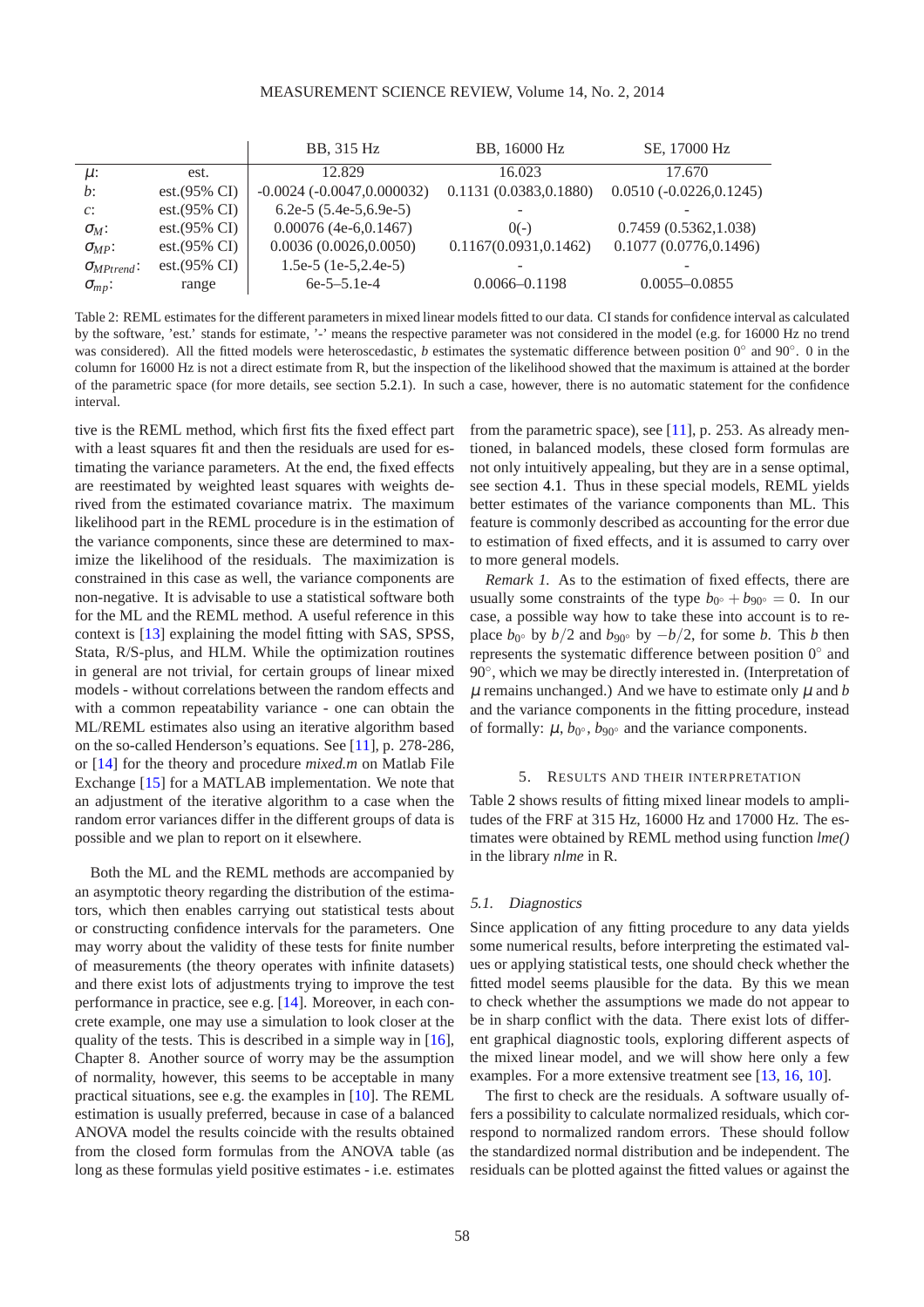| | | BB, 315 Hz | BB, 16000 Hz | SE, 17000 Hz |
|---|---|---|---|---|
| $\mu$: | est. | 12.829 | 16.023 | 17.670 |
| $b$: | est.(95% CI) | -0.0024 (-0.0047,0.000032) | 0.1131 (0.0383,0.1880) | 0.0510 (-0.0226,0.1245) |
| $c$: | est.(95% CI) | 6.2e-5 (5.4e-5,6.9e-5) | - | - |
| $\sigma_M$: | est.(95% CI) | 0.00076 (4e-6,0.1467) | 0(-) | 0.7459 (0.5362,1.038) |
| $\sigma_{MP}$: | est.(95% CI) | 0.0036 (0.0026,0.0050) | 0.1167(0.0931,0.1462) | 0.1077 (0.0776,0.1496) |
| $\sigma_{MPtrend}$: | est.(95% CI) | 1.5e-5 (1e-5,2.4e-5) | - | - |
| $\sigma_{mp}$: | range | 6e-5–5.1e-4 | 0.0066–0.1198 | 0.0055–0.0855 |

Table 2: REML estimates for the different parameters in mixed linear models fitted to our data. CI stands for confidence interval as calculated by the software, 'est.' stands for estimate, '-' means the respective parameter was not considered in the model (e.g. for 16000 Hz no trend was considered). All the fitted models were heteroscedastic, $b$ estimates the systematic difference between position 0° and 90°. 0 in the column for 16000 Hz is not a direct estimate from R, but the inspection of the likelihood showed that the maximum is attained at the border of the parametric space (for more details, see section 5.2.1). In such a case, however, there is no automatic statement for the confidence interval.

tive is the REML method, which first fits the fixed effect part with a least squares fit and then the residuals are used for estimating the variance parameters. At the end, the fixed effects are reestimated by weighted least squares with weights derived from the estimated covariance matrix. The maximum likelihood part in the REML procedure is in the estimation of the variance components, since these are determined to maximize the likelihood of the residuals. The maximization is constrained in this case as well, the variance components are non-negative. It is advisable to use a statistical software both for the ML and the REML method. A useful reference in this context is [13] explaining the model fitting with SAS, SPSS, Stata, R/S-plus, and HLM. While the optimization routines in general are not trivial, for certain groups of linear mixed models - without correlations between the random effects and with a common repeatability variance - one can obtain the ML/REML estimates also using an iterative algorithm based on the so-called Henderson's equations. See [11], p. 278-286, or [14] for the theory and procedure *mixed.m* on Matlab File Exchange [15] for a MATLAB implementation. We note that an adjustment of the iterative algorithm to a case when the random error variances differ in the different groups of data is possible and we plan to report on it elsewhere.

Both the ML and the REML methods are accompanied by an asymptotic theory regarding the distribution of the estimators, which then enables carrying out statistical tests about or constructing confidence intervals for the parameters. One may worry about the validity of these tests for finite number of measurements (the theory operates with infinite datasets) and there exist lots of adjustments trying to improve the test performance in practice, see e.g. [14]. Moreover, in each concrete example, one may use a simulation to look closer at the quality of the tests. This is described in a simple way in [16], Chapter 8. Another source of worry may be the assumption of normality, however, this seems to be acceptable in many practical situations, see e.g. the examples in [10]. The REML estimation is usually preferred, because in case of a balanced ANOVA model the results coincide with the results obtained from the closed form formulas from the ANOVA table (as long as these formulas yield positive estimates - i.e. estimates from the parametric space), see [11], p. 253. As already mentioned, in balanced models, these closed form formulas are not only intuitively appealing, but they are in a sense optimal, see section 4.1. Thus in these special models, REML yields better estimates of the variance components than ML. This feature is commonly described as accounting for the error due to estimation of fixed effects, and it is assumed to carry over to more general models.

*Remark 1.* As to the estimation of fixed effects, there are usually some constraints of the type $b_{0^\circ} + b_{90^\circ} = 0$. In our case, a possible way how to take these into account is to replace $b_{0^\circ}$ by $b/2$ and $b_{90^\circ}$ by $-b/2$, for some $b$. This $b$ then represents the systematic difference between position 0° and 90°, which we may be directly interested in. (Interpretation of $\mu$ remains unchanged.) And we have to estimate only $\mu$ and $b$ and the variance components in the fitting procedure, instead of formally: $\mu$, $b_{0^\circ}$, $b_{90^\circ}$ and the variance components.

## 5. Results and their interpretation

Table 2 shows results of fitting mixed linear models to amplitudes of the FRF at 315 Hz, 16000 Hz and 17000 Hz. The estimates were obtained by REML method using function *lme()* in the library *nlme* in R.

### 5.1. Diagnostics

Since application of any fitting procedure to any data yields some numerical results, before interpreting the estimated values or applying statistical tests, one should check whether the fitted model seems plausible for the data. By this we mean to check whether the assumptions we made do not appear to be in sharp conflict with the data. There exist lots of different graphical diagnostic tools, exploring different aspects of the mixed linear model, and we will show here only a few examples. For a more extensive treatment see [13, 16, 10].

The first to check are the residuals. A software usually offers a possibility to calculate normalized residuals, which correspond to normalized random errors. These should follow the standardized normal distribution and be independent. The residuals can be plotted against the fitted values or against the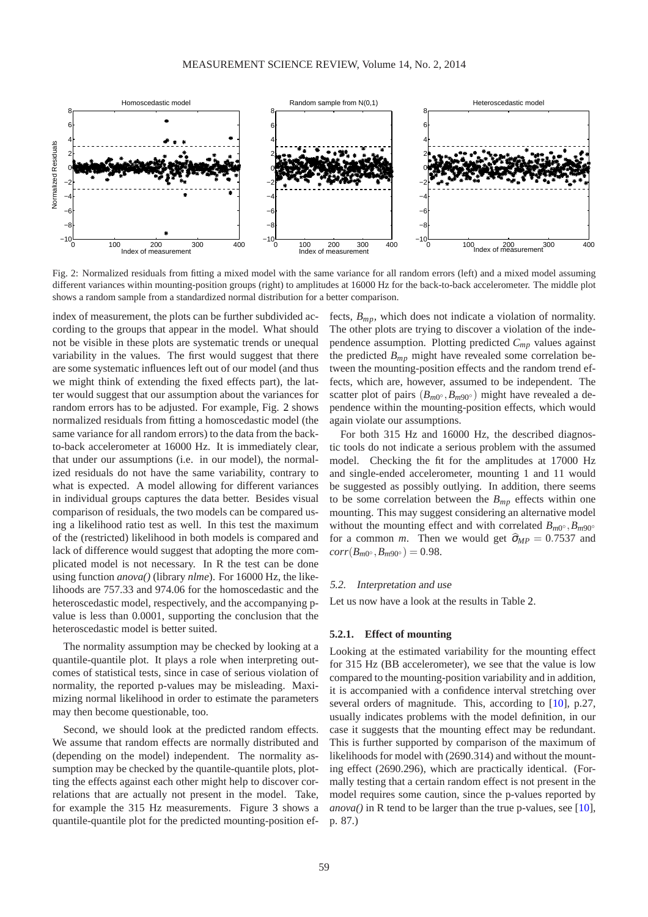Fig. 2: Normalized residuals from fitting a mixed model with the same variance for all random errors (left) and a mixed model assuming different variances within mounting-position groups (right) to amplitudes at 16000 Hz for the back-to-back accelerometer. The middle plot shows a random sample from a standardized normal distribution for a better comparison.

index of measurement, the plots can be further subdivided according to the groups that appear in the model. What should not be visible in these plots are systematic trends or unequal variability in the values. The first would suggest that there are some systematic influences left out of our model (and thus we might think of extending the fixed effects part), the latter would suggest that our assumption about the variances for random errors has to be adjusted. For example, Fig. 2 shows normalized residuals from fitting a homoscedastic model (the same variance for all random errors) to the data from the back-to-back accelerometer at 16000 Hz. It is immediately clear, that under our assumptions (i.e. in our model), the normalized residuals do not have the same variability, contrary to what is expected. A model allowing for different variances in individual groups captures the data better. Besides visual comparison of residuals, the two models can be compared using a likelihood ratio test as well. In this test the maximum of the (restricted) likelihood in both models is compared and lack of difference would suggest that adopting the more complicated model is not necessary. In R the test can be done using function *anova()* (library *nlme*). For 16000 Hz, the likelihoods are 757.33 and 974.06 for the homoscedastic and the heteroscedastic model, respectively, and the accompanying p-value is less than 0.0001, supporting the conclusion that the heteroscedastic model is better suited.

The normality assumption may be checked by looking at a quantile-quantile plot. It plays a role when interpreting outcomes of statistical tests, since in case of serious violation of normality, the reported p-values may be misleading. Maximizing normal likelihood in order to estimate the parameters may then become questionable, too.

Second, we should look at the predicted random effects. We assume that random effects are normally distributed and (depending on the model) independent. The normality assumption may be checked by the quantile-quantile plots, plotting the effects against each other might help to discover correlations that are actually not present in the model. Take, for example the 315 Hz measurements. Figure 3 shows a quantile-quantile plot for the predicted mounting-position effects, $B_{mp}$, which does not indicate a violation of normality. The other plots are trying to discover a violation of the independence assumption. Plotting predicted $C_{mp}$ values against the predicted $B_{mp}$ might have revealed some correlation between the mounting-position effects and the random trend effects, which are, however, assumed to be independent. The scatter plot of pairs $(B_{m0^\circ}, B_{m90^\circ})$ might have revealed a dependence within the mounting-position effects, which would again violate our assumptions.

For both 315 Hz and 16000 Hz, the described diagnostic tools do not indicate a serious problem with the assumed model. Checking the fit for the amplitudes at 17000 Hz and single-ended accelerometer, mounting 1 and 11 would be suggested as possibly outlying. In addition, there seems to be some correlation between the $B_{mp}$ effects within one mounting. This may suggest considering an alternative model without the mounting effect and with correlated $B_{m0^\circ}, B_{m90^\circ}$ for a common $m$. Then we would get $\widehat{\sigma}_{MP} = 0.7537$ and $corr(B_{m0^\circ}, B_{m90^\circ}) = 0.98$.

### 5.2. Interpretation and use

Let us now have a look at the results in Table 2.

#### 5.2.1. Effect of mounting

Looking at the estimated variability for the mounting effect for 315 Hz (BB accelerometer), we see that the value is low compared to the mounting-position variability and in addition, it is accompanied with a confidence interval stretching over several orders of magnitude. This, according to [10], p.27, usually indicates problems with the model definition, in our case it suggests that the mounting effect may be redundant. This is further supported by comparison of the maximum of likelihoods for model with (2690.314) and without the mounting effect (2690.296), which are practically identical. (Formally testing that a certain random effect is not present in the model requires some caution, since the p-values reported by *anova()* in R tend to be larger than the true p-values, see [10], p. 87.)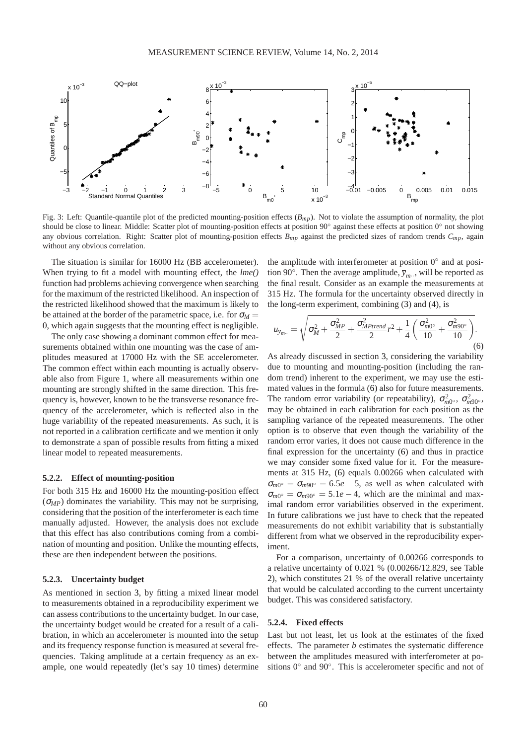Fig. 3: Left: Quantile-quantile plot of the predicted mounting-position effects ($B_{mp}$). Not to violate the assumption of normality, the plot should be close to linear. Middle: Scatter plot of mounting-position effects at position 90° against these effects at position 0° not showing any obvious correlation. Right: Scatter plot of mounting-position effects $B_{mp}$ against the predicted sizes of random trends $C_{mp}$, again without any obvious correlation.

The situation is similar for 16000 Hz (BB accelerometer). When trying to fit a model with mounting effect, the *lme()* function had problems achieving convergence when searching for the maximum of the restricted likelihood. An inspection of the restricted likelihood showed that the maximum is likely to be attained at the border of the parametric space, i.e. for $\sigma_M = 0$, which again suggests that the mounting effect is negligible.

The only case showing a dominant common effect for measurements obtained within one mounting was the case of amplitudes measured at 17000 Hz with the SE accelerometer. The common effect within each mounting is actually observable also from Figure 1, where all measurements within one mounting are strongly shifted in the same direction. This frequency is, however, known to be the transverse resonance frequency of the accelerometer, which is reflected also in the huge variability of the repeated measurements. As such, it is not reported in a calibration certificate and we mention it only to demonstrate a span of possible results from fitting a mixed linear model to repeated measurements.

### 5.2.2. Effect of mounting-position

For both 315 Hz and 16000 Hz the mounting-position effect ($\sigma_{MP}$) dominates the variability. This may not be surprising, considering that the position of the interferometer is each time manually adjusted. However, the analysis does not exclude that this effect has also contributions coming from a combination of mounting and position. Unlike the mounting effects, these are then independent between the positions.

### 5.2.3. Uncertainty budget

As mentioned in section 3, by fitting a mixed linear model to measurements obtained in a reproducibility experiment we can assess contributions to the uncertainty budget. In our case, the uncertainty budget would be created for a result of a calibration, in which an accelerometer is mounted into the setup and its frequency response function is measured at several frequencies. Taking amplitude at a certain frequency as an example, one would repeatedly (let's say 10 times) determine the amplitude with interferometer at position 0° and at position 90°. Then the average amplitude, $\bar{y}_{m\cdot\cdot}$, will be reported as the final result. Consider as an example the measurements at 315 Hz. The formula for the uncertainty observed directly in the long-term experiment, combining (3) and (4), is

$$u_{\bar{y}_{m\cdot\cdot}} = \sqrt{\sigma_M^2 + \frac{\sigma_{MP}^2}{2} + \frac{\sigma_{MPtrend}^2}{2}\bar{t}^2 + \frac{1}{4}\left(\frac{\sigma_{m0^\circ}^2}{10} + \frac{\sigma_{m90^\circ}^2}{10}\right)}. \tag{6}$$

As already discussed in section 3, considering the variability due to mounting and mounting-position (including the random trend) inherent to the experiment, we may use the estimated values in the formula (6) also for future measurements. The random error variability (or repeatability), $\sigma_{m0^\circ}^2$, $\sigma_{m90^\circ}^2$, may be obtained in each calibration for each position as the sampling variance of the repeated measurements. The other option is to observe that even though the variability of the random error varies, it does not cause much difference in the final expression for the uncertainty (6) and thus in practice we may consider some fixed value for it. For the measurements at 315 Hz, (6) equals 0.00266 when calculated with $\sigma_{m0^\circ} = \sigma_{m90^\circ} = 6.5e-5$, as well as when calculated with $\sigma_{m0^\circ} = \sigma_{m90^\circ} = 5.1e-4$, which are the minimal and maximal random error variabilities observed in the experiment. In future calibrations we just have to check that the repeated measurements do not exhibit variability that is substantially different from what we observed in the reproducibility experiment.

For a comparison, uncertainty of 0.00266 corresponds to a relative uncertainty of 0.021 % (0.00266/12.829, see Table 2), which constitutes 21 % of the overall relative uncertainty that would be calculated according to the current uncertainty budget. This was considered satisfactory.

### 5.2.4. Fixed effects

Last but not least, let us look at the estimates of the fixed effects. The parameter $b$ estimates the systematic difference between the amplitudes measured with interferometer at positions 0° and 90°. This is accelerometer specific and not of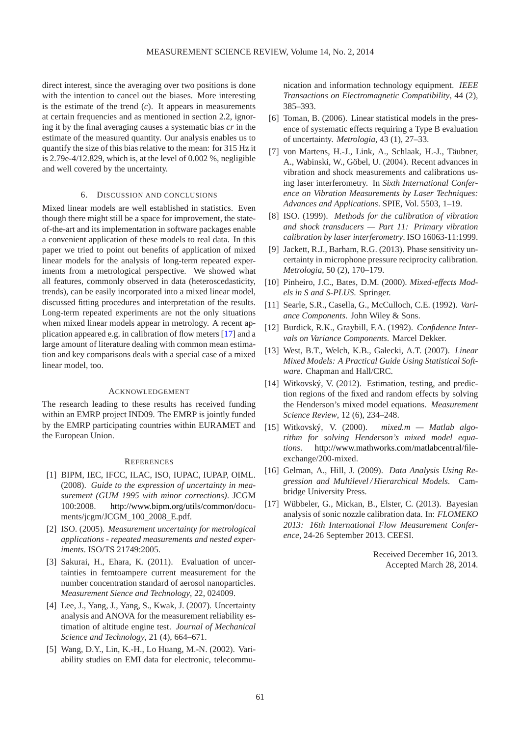direct interest, since the averaging over two positions is done with the intention to cancel out the biases. More interesting is the estimate of the trend ($c$). It appears in measurements at certain frequencies and as mentioned in section 2.2, ignoring it by the final averaging causes a systematic bias $c\bar{r}$ in the estimate of the measured quantity. Our analysis enables us to quantify the size of this bias relative to the mean: for 315 Hz it is 2.79e-4/12.829, which is, at the level of 0.002 %, negligible and well covered by the uncertainty.

## 6. Discussion and conclusions

Mixed linear models are well established in statistics. Even though there might still be a space for improvement, the state-of-the-art and its implementation in software packages enable a convenient application of these models to real data. In this paper we tried to point out benefits of application of mixed linear models for the analysis of long-term repeated experiments from a metrological perspective. We showed what all features, commonly observed in data (heteroscedasticity, trends), can be easily incorporated into a mixed linear model, discussed fitting procedures and interpretation of the results. Long-term repeated experiments are not the only situations when mixed linear models appear in metrology. A recent application appeared e.g. in calibration of flow meters [17] and a large amount of literature dealing with common mean estimation and key comparisons deals with a special case of a mixed linear model, too.

## Acknowledgement

The research leading to these results has received funding within an EMRP project IND09. The EMRP is jointly funded by the EMRP participating countries within EURAMET and the European Union.

## References

[1] BIPM, IEC, IFCC, ILAC, ISO, IUPAC, IUPAP, OIML. (2008). *Guide to the expression of uncertainty in measurement (GUM 1995 with minor corrections)*. JCGM 100:2008. http://www.bipm.org/utils/common/documents/jcgm/JCGM_100_2008_E.pdf.

[2] ISO. (2005). *Measurement uncertainty for metrological applications - repeated measurements and nested experiments*. ISO/TS 21749:2005.

[3] Sakurai, H., Ehara, K. (2011). Evaluation of uncertainties in femtoampere current measurement for the number concentration standard of aerosol nanoparticles. *Measurement Sience and Technology*, 22, 024009.

[4] Lee, J., Yang, J., Yang, S., Kwak, J. (2007). Uncertainty analysis and ANOVA for the measurement reliability estimation of altitude engine test. *Journal of Mechanical Science and Technology*, 21 (4), 664–671.

[5] Wang, D.Y., Lin, K.-H., Lo Huang, M.-N. (2002). Variability studies on EMI data for electronic, telecommunication and information technology equipment. *IEEE Transactions on Electromagnetic Compatibility*, 44 (2), 385–393.

[6] Toman, B. (2006). Linear statistical models in the presence of systematic effects requiring a Type B evaluation of uncertainty. *Metrologia*, 43 (1), 27–33.

[7] von Martens, H.-J., Link, A., Schlaak, H.-J., Täubner, A., Wabinski, W., Göbel, U. (2004). Recent advances in vibration and shock measurements and calibrations using laser interferometry. In *Sixth International Conference on Vibration Measurements by Laser Techniques: Advances and Applications*. SPIE, Vol. 5503, 1–19.

[8] ISO. (1999). *Methods for the calibration of vibration and shock transducers — Part 11: Primary vibration calibration by laser interferometry*. ISO 16063-11:1999.

[9] Jackett, R.J., Barham, R.G. (2013). Phase sensitivity uncertainty in microphone pressure reciprocity calibration. *Metrologia*, 50 (2), 170–179.

[10] Pinheiro, J.C., Bates, D.M. (2000). *Mixed-effects Models in S and S-PLUS*. Springer.

[11] Searle, S.R., Casella, G., McCulloch, C.E. (1992). *Variance Components*. John Wiley & Sons.

[12] Burdick, R.K., Graybill, F.A. (1992). *Confidence Intervals on Variance Components*. Marcel Dekker.

[13] West, B.T., Welch, K.B., Gałecki, A.T. (2007). *Linear Mixed Models: A Practical Guide Using Statistical Software*. Chapman and Hall/CRC.

[14] Witkovský, V. (2012). Estimation, testing, and prediction regions of the fixed and random effects by solving the Henderson's mixed model equations. *Measurement Science Review*, 12 (6), 234–248.

[15] Witkovský, V. (2000). *mixed.m — Matlab algorithm for solving Henderson's mixed model equations*. http://www.mathworks.com/matlabcentral/file-exchange/200-mixed.

[16] Gelman, A., Hill, J. (2009). *Data Analysis Using Regression and Multilevel/Hierarchical Models*. Cambridge University Press.

[17] Wübbeler, G., Mickan, B., Elster, C. (2013). Bayesian analysis of sonic nozzle calibration data. In: *FLOMEKO 2013: 16th International Flow Measurement Conference*, 24-26 September 2013. CEESI.

Received December 16, 2013.
Accepted March 28, 2014.